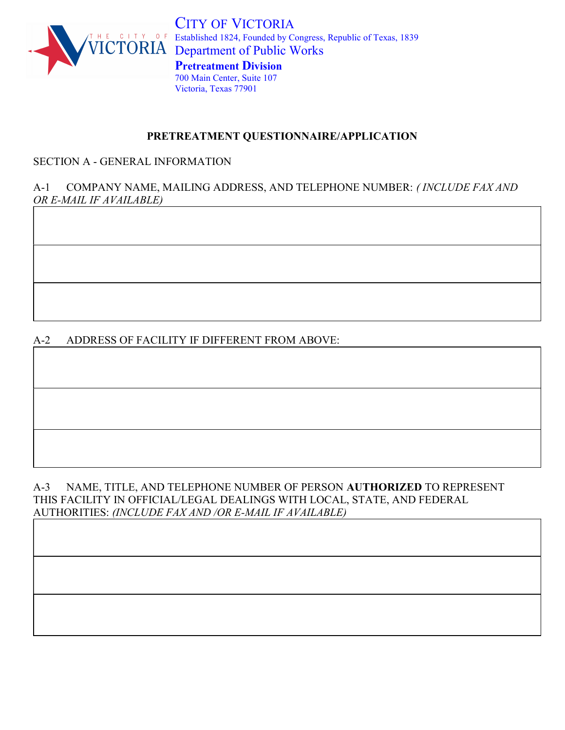CITY OF VICTORIA
Established 1824, Founded by Congress, Republic of Texas, 1839
Department of Public Works
**Pretreatment Division**
700 Main Center, Suite 107
Victoria, Texas 77901

## PRETREATMENT QUESTIONNAIRE/APPLICATION

### SECTION A - GENERAL INFORMATION

A-1 COMPANY NAME, MAILING ADDRESS, AND TELEPHONE NUMBER: *( INCLUDE FAX AND OR E-MAIL IF AVAILABLE)*

| |
|---|
| |
| |
| |

A-2 ADDRESS OF FACILITY IF DIFFERENT FROM ABOVE:

| |
|---|
| |
| |
| |

A-3 NAME, TITLE, AND TELEPHONE NUMBER OF PERSON **AUTHORIZED** TO REPRESENT THIS FACILITY IN OFFICIAL/LEGAL DEALINGS WITH LOCAL, STATE, AND FEDERAL AUTHORITIES: *(INCLUDE FAX AND /OR E-MAIL IF AVAILABLE)*

| |
|---|
| |
| |
| |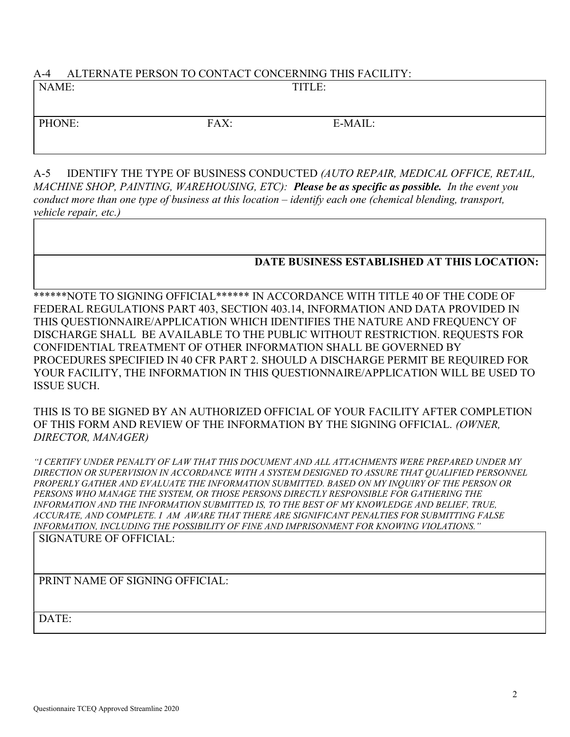A-4 ALTERNATE PERSON TO CONTACT CONCERNING THIS FACILITY:

| NAME: | | TITLE: |
|---|---|---|
| PHONE: | FAX: | E-MAIL: |

A-5 IDENTIFY THE TYPE OF BUSINESS CONDUCTED *(AUTO REPAIR, MEDICAL OFFICE, RETAIL, MACHINE SHOP, PAINTING, WAREHOUSING, ETC):* ***Please be as specific as possible.*** *In the event you conduct more than one type of business at this location – identify each one (chemical blending, transport, vehicle repair, etc.)*

| |
|---|
| **DATE BUSINESS ESTABLISHED AT THIS LOCATION:** |

******NOTE TO SIGNING OFFICIAL****** IN ACCORDANCE WITH TITLE 40 OF THE CODE OF FEDERAL REGULATIONS PART 403, SECTION 403.14, INFORMATION AND DATA PROVIDED IN THIS QUESTIONNAIRE/APPLICATION WHICH IDENTIFIES THE NATURE AND FREQUENCY OF DISCHARGE SHALL BE AVAILABLE TO THE PUBLIC WITHOUT RESTRICTION. REQUESTS FOR CONFIDENTIAL TREATMENT OF OTHER INFORMATION SHALL BE GOVERNED BY PROCEDURES SPECIFIED IN 40 CFR PART 2. SHOULD A DISCHARGE PERMIT BE REQUIRED FOR YOUR FACILITY, THE INFORMATION IN THIS QUESTIONNAIRE/APPLICATION WILL BE USED TO ISSUE SUCH.

THIS IS TO BE SIGNED BY AN AUTHORIZED OFFICIAL OF YOUR FACILITY AFTER COMPLETION OF THIS FORM AND REVIEW OF THE INFORMATION BY THE SIGNING OFFICIAL. *(OWNER, DIRECTOR, MANAGER)*

*"I CERTIFY UNDER PENALTY OF LAW THAT THIS DOCUMENT AND ALL ATTACHMENTS WERE PREPARED UNDER MY DIRECTION OR SUPERVISION IN ACCORDANCE WITH A SYSTEM DESIGNED TO ASSURE THAT QUALIFIED PERSONNEL PROPERLY GATHER AND EVALUATE THE INFORMATION SUBMITTED. BASED ON MY INQUIRY OF THE PERSON OR PERSONS WHO MANAGE THE SYSTEM, OR THOSE PERSONS DIRECTLY RESPONSIBLE FOR GATHERING THE INFORMATION AND THE INFORMATION SUBMITTED IS, TO THE BEST OF MY KNOWLEDGE AND BELIEF, TRUE, ACCURATE, AND COMPLETE. I AM AWARE THAT THERE ARE SIGNIFICANT PENALTIES FOR SUBMITTING FALSE INFORMATION, INCLUDING THE POSSIBILITY OF FINE AND IMPRISONMENT FOR KNOWING VIOLATIONS."*

| SIGNATURE OF OFFICIAL: |
|---|
| PRINT NAME OF SIGNING OFFICIAL: |
| DATE: |

Questionnaire TCEQ Approved Streamline 2020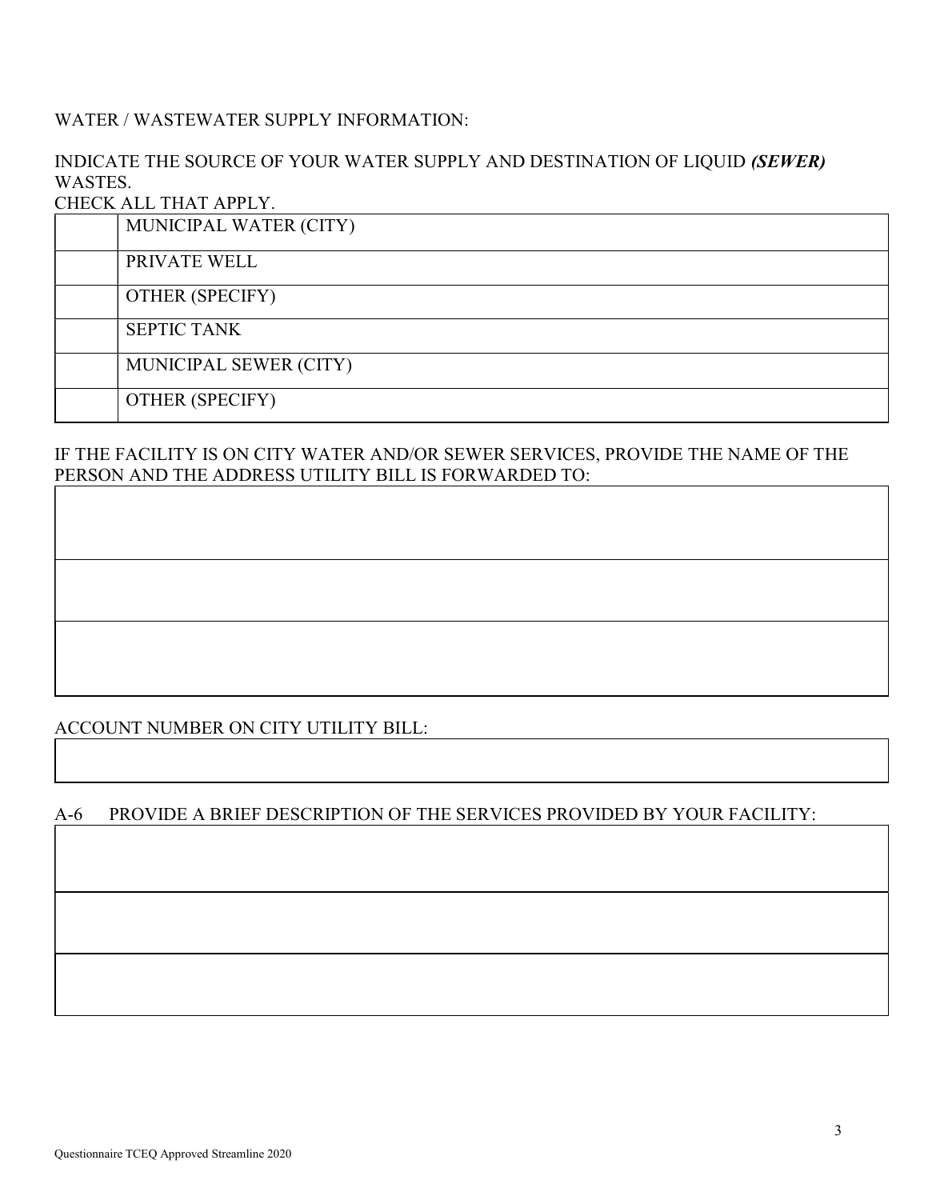WATER / WASTEWATER SUPPLY INFORMATION:

INDICATE THE SOURCE OF YOUR WATER SUPPLY AND DESTINATION OF LIQUID ***(SEWER)*** WASTES.
CHECK ALL THAT APPLY.

| | |
|---|---|
| | MUNICIPAL WATER (CITY) |
| | PRIVATE WELL |
| | OTHER (SPECIFY) |
| | SEPTIC TANK |
| | MUNICIPAL SEWER (CITY) |
| | OTHER (SPECIFY) |

IF THE FACILITY IS ON CITY WATER AND/OR SEWER SERVICES, PROVIDE THE NAME OF THE PERSON AND THE ADDRESS UTILITY BILL IS FORWARDED TO:

| |
|---|
| |
| |
| |

ACCOUNT NUMBER ON CITY UTILITY BILL:

| |
|---|
| |

A-6 PROVIDE A BRIEF DESCRIPTION OF THE SERVICES PROVIDED BY YOUR FACILITY:

| |
|---|
| |
| |
| |

Questionnaire TCEQ Approved Streamline 2020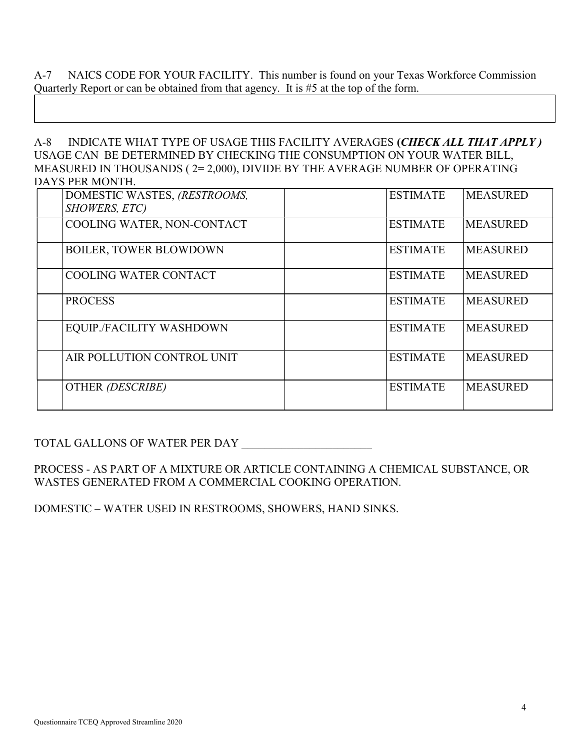A-7 NAICS CODE FOR YOUR FACILITY. This number is found on your Texas Workforce Commission Quarterly Report or can be obtained from that agency. It is #5 at the top of the form.

| |
|---|
| |

A-8 INDICATE WHAT TYPE OF USAGE THIS FACILITY AVERAGES **(*CHECK ALL THAT APPLY* )** USAGE CAN BE DETERMINED BY CHECKING THE CONSUMPTION ON YOUR WATER BILL, MEASURED IN THOUSANDS ( 2= 2,000), DIVIDE BY THE AVERAGE NUMBER OF OPERATING DAYS PER MONTH.

| | | | | |
|---|---|---|---|---|
| | DOMESTIC WASTES, *(RESTROOMS, SHOWERS, ETC)* | | ESTIMATE | MEASURED |
| | COOLING WATER, NON-CONTACT | | ESTIMATE | MEASURED |
| | BOILER, TOWER BLOWDOWN | | ESTIMATE | MEASURED |
| | COOLING WATER CONTACT | | ESTIMATE | MEASURED |
| | PROCESS | | ESTIMATE | MEASURED |
| | EQUIP./FACILITY WASHDOWN | | ESTIMATE | MEASURED |
| | AIR POLLUTION CONTROL UNIT | | ESTIMATE | MEASURED |
| | OTHER *(DESCRIBE)* | | ESTIMATE | MEASURED |

TOTAL GALLONS OF WATER PER DAY _______________________

PROCESS - AS PART OF A MIXTURE OR ARTICLE CONTAINING A CHEMICAL SUBSTANCE, OR WASTES GENERATED FROM A COMMERCIAL COOKING OPERATION.

DOMESTIC – WATER USED IN RESTROOMS, SHOWERS, HAND SINKS.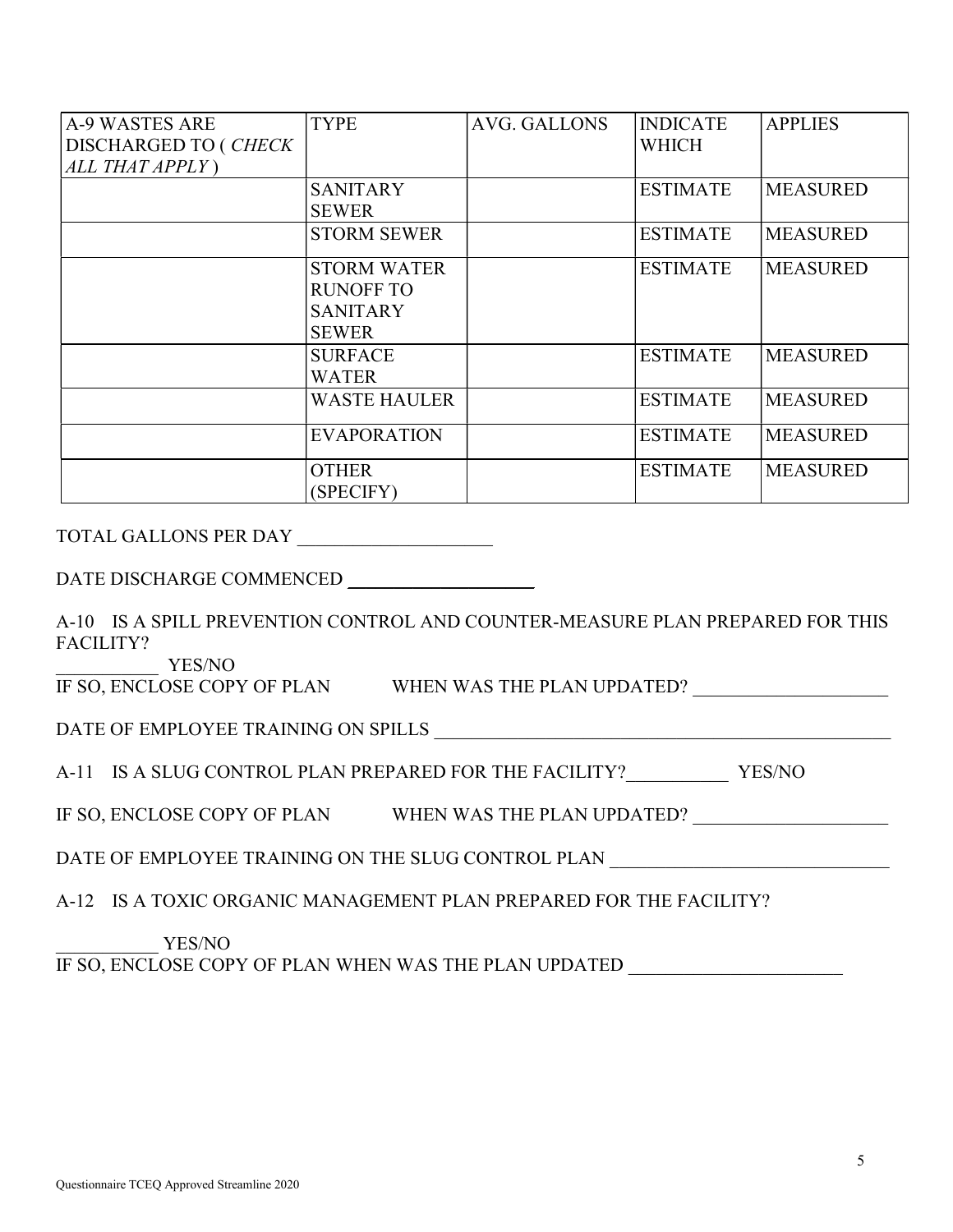| A-9 WASTES ARE DISCHARGED TO ( *CHECK ALL THAT APPLY* ) | TYPE | AVG. GALLONS | INDICATE WHICH | APPLIES |
|---|---|---|---|---|
| | SANITARY SEWER | | ESTIMATE | MEASURED |
| | STORM SEWER | | ESTIMATE | MEASURED |
| | STORM WATER RUNOFF TO SANITARY SEWER | | ESTIMATE | MEASURED |
| | SURFACE WATER | | ESTIMATE | MEASURED |
| | WASTE HAULER | | ESTIMATE | MEASURED |
| | EVAPORATION | | ESTIMATE | MEASURED |
| | OTHER (SPECIFY) | | ESTIMATE | MEASURED |

TOTAL GALLONS PER DAY ____________________

DATE DISCHARGE COMMENCED ____________________

A-10 IS A SPILL PREVENTION CONTROL AND COUNTER-MEASURE PLAN PREPARED FOR THIS FACILITY?

__________ YES/NO

IF SO, ENCLOSE COPY OF PLAN WHEN WAS THE PLAN UPDATED? ____________________

DATE OF EMPLOYEE TRAINING ON SPILLS ____________________________________________

A-11 IS A SLUG CONTROL PLAN PREPARED FOR THE FACILITY?__________ YES/NO

IF SO, ENCLOSE COPY OF PLAN WHEN WAS THE PLAN UPDATED? ____________________

DATE OF EMPLOYEE TRAINING ON THE SLUG CONTROL PLAN __________________________

A-12 IS A TOXIC ORGANIC MANAGEMENT PLAN PREPARED FOR THE FACILITY?

__________ YES/NO

IF SO, ENCLOSE COPY OF PLAN WHEN WAS THE PLAN UPDATED ____________________

Questionnaire TCEQ Approved Streamline 2020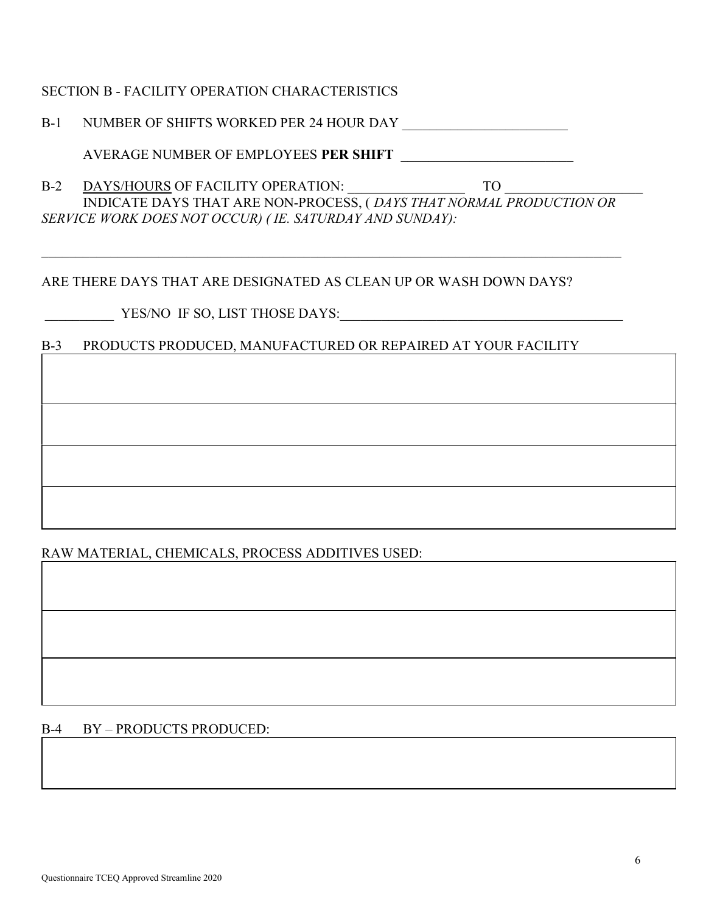## SECTION B - FACILITY OPERATION CHARACTERISTICS

B-1 NUMBER OF SHIFTS WORKED PER 24 HOUR DAY ________________________

AVERAGE NUMBER OF EMPLOYEES **PER SHIFT** _________________________

B-2 <u>DAYS/HOURS</u> OF FACILITY OPERATION: _________________ TO ___________________
INDICATE DAYS THAT ARE NON-PROCESS, ( *DAYS THAT NORMAL PRODUCTION OR SERVICE WORK DOES NOT OCCUR) ( IE. SATURDAY AND SUNDAY):*

_____________________________________________________________________________________

ARE THERE DAYS THAT ARE DESIGNATED AS CLEAN UP OR WASH DOWN DAYS?

__________ YES/NO IF SO, LIST THOSE DAYS:__________________________________________

B-3 PRODUCTS PRODUCED, MANUFACTURED OR REPAIRED AT YOUR FACILITY

| |
|---|
| |
| |
| |
| |

RAW MATERIAL, CHEMICALS, PROCESS ADDITIVES USED:

| |
|---|
| |
| |
| |

B-4 BY – PRODUCTS PRODUCED:

| |
|---|
| |

Questionnaire TCEQ Approved Streamline 2020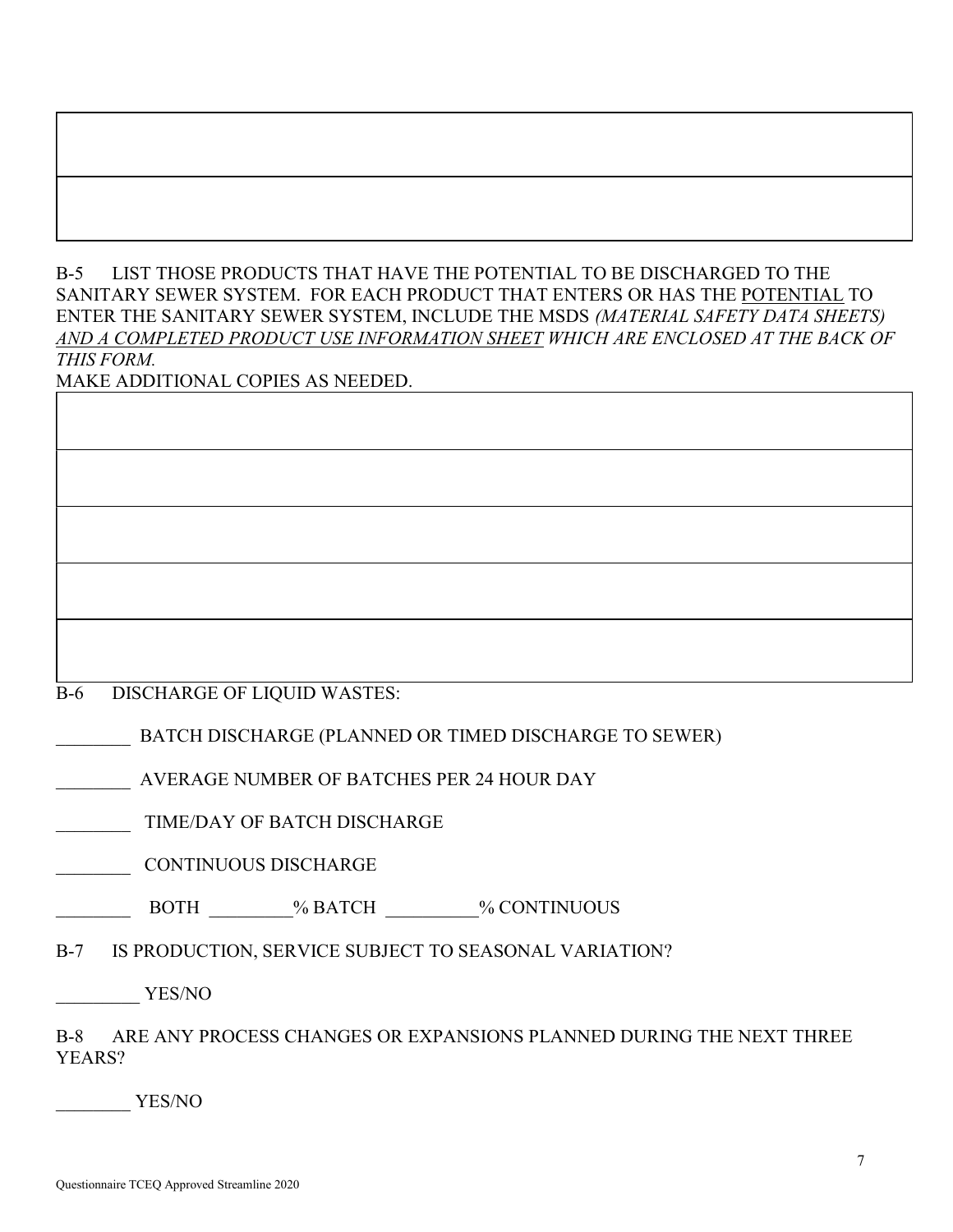| |
|---|
| |
| |

B-5 LIST THOSE PRODUCTS THAT HAVE THE POTENTIAL TO BE DISCHARGED TO THE SANITARY SEWER SYSTEM. FOR EACH PRODUCT THAT ENTERS OR HAS THE POTENTIAL TO ENTER THE SANITARY SEWER SYSTEM, INCLUDE THE MSDS *(MATERIAL SAFETY DATA SHEETS) AND A COMPLETED PRODUCT USE INFORMATION SHEET WHICH ARE ENCLOSED AT THE BACK OF THIS FORM.*

MAKE ADDITIONAL COPIES AS NEEDED.

| |
|---|
| |
| |
| |
| |
| |

B-6 DISCHARGE OF LIQUID WASTES:

________ BATCH DISCHARGE (PLANNED OR TIMED DISCHARGE TO SEWER)

________ AVERAGE NUMBER OF BATCHES PER 24 HOUR DAY

________ TIME/DAY OF BATCH DISCHARGE

________ CONTINUOUS DISCHARGE

________ BOTH _________% BATCH __________% CONTINUOUS

B-7 IS PRODUCTION, SERVICE SUBJECT TO SEASONAL VARIATION?

_________ YES/NO

B-8 ARE ANY PROCESS CHANGES OR EXPANSIONS PLANNED DURING THE NEXT THREE YEARS?

________ YES/NO

Questionnaire TCEQ Approved Streamline 2020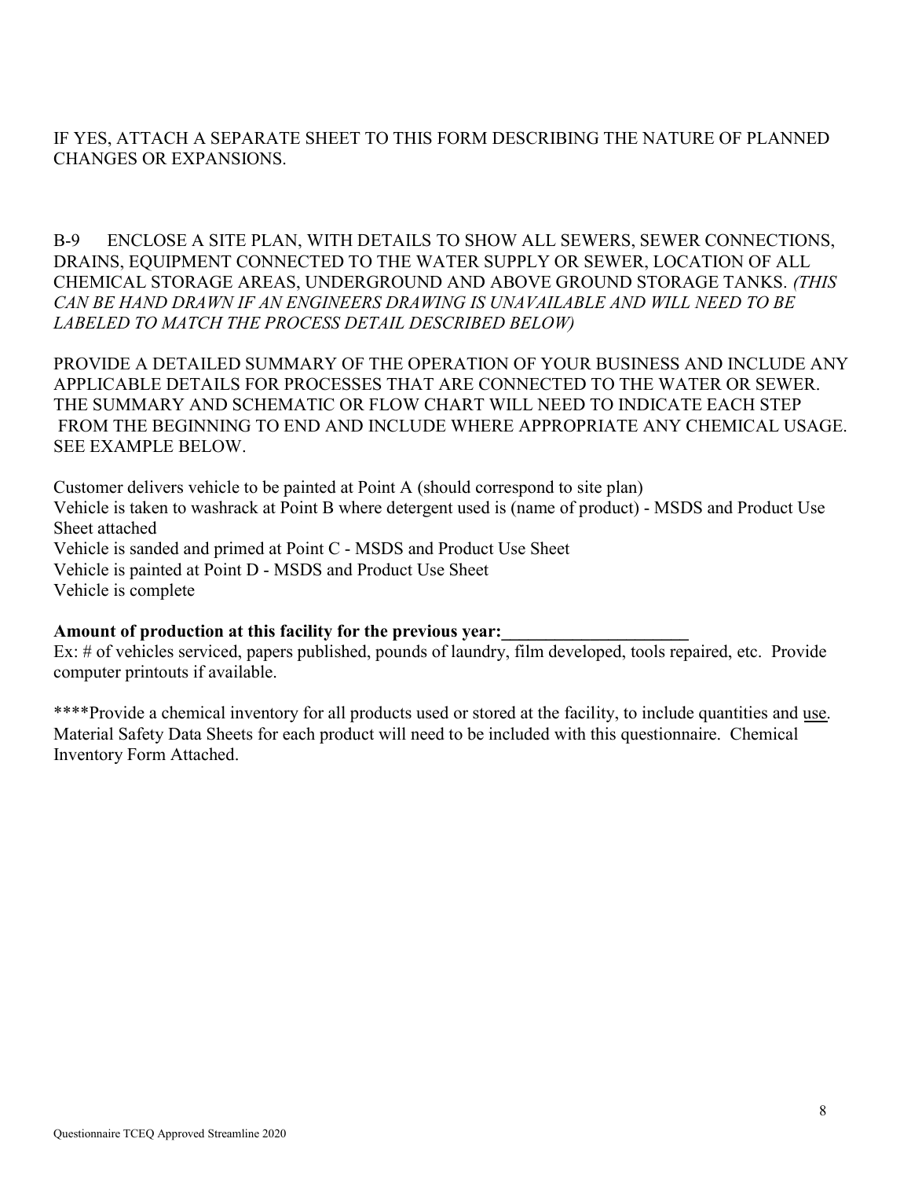IF YES, ATTACH A SEPARATE SHEET TO THIS FORM DESCRIBING THE NATURE OF PLANNED CHANGES OR EXPANSIONS.

B-9 ENCLOSE A SITE PLAN, WITH DETAILS TO SHOW ALL SEWERS, SEWER CONNECTIONS, DRAINS, EQUIPMENT CONNECTED TO THE WATER SUPPLY OR SEWER, LOCATION OF ALL CHEMICAL STORAGE AREAS, UNDERGROUND AND ABOVE GROUND STORAGE TANKS. *(THIS CAN BE HAND DRAWN IF AN ENGINEERS DRAWING IS UNAVAILABLE AND WILL NEED TO BE LABELED TO MATCH THE PROCESS DETAIL DESCRIBED BELOW)*

PROVIDE A DETAILED SUMMARY OF THE OPERATION OF YOUR BUSINESS AND INCLUDE ANY APPLICABLE DETAILS FOR PROCESSES THAT ARE CONNECTED TO THE WATER OR SEWER. THE SUMMARY AND SCHEMATIC OR FLOW CHART WILL NEED TO INDICATE EACH STEP FROM THE BEGINNING TO END AND INCLUDE WHERE APPROPRIATE ANY CHEMICAL USAGE. SEE EXAMPLE BELOW.

Customer delivers vehicle to be painted at Point A (should correspond to site plan)
Vehicle is taken to washrack at Point B where detergent used is (name of product) - MSDS and Product Use Sheet attached
Vehicle is sanded and primed at Point C - MSDS and Product Use Sheet
Vehicle is painted at Point D - MSDS and Product Use Sheet
Vehicle is complete

**Amount of production at this facility for the previous year:\_\_\_\_\_\_\_\_\_\_\_\_\_\_\_\_\_\_\_\_\_**
Ex: # of vehicles serviced, papers published, pounds of laundry, film developed, tools repaired, etc. Provide computer printouts if available.

\*\*\*\*Provide a chemical inventory for all products used or stored at the facility, to include quantities and <u>use</u>. Material Safety Data Sheets for each product will need to be included with this questionnaire. Chemical Inventory Form Attached.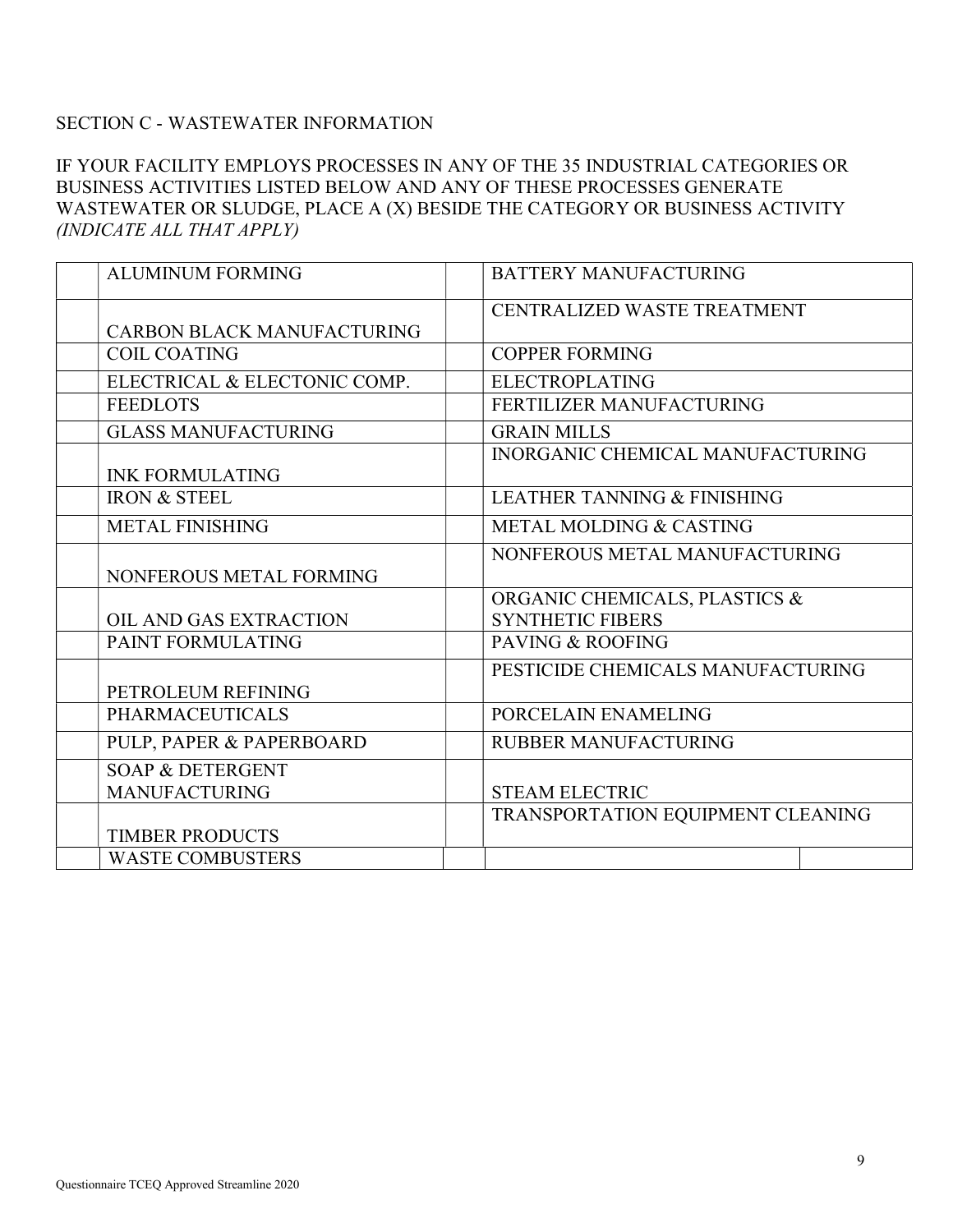SECTION C - WASTEWATER INFORMATION

IF YOUR FACILITY EMPLOYS PROCESSES IN ANY OF THE 35 INDUSTRIAL CATEGORIES OR BUSINESS ACTIVITIES LISTED BELOW AND ANY OF THESE PROCESSES GENERATE WASTEWATER OR SLUDGE, PLACE A (X) BESIDE THE CATEGORY OR BUSINESS ACTIVITY *(INDICATE ALL THAT APPLY)*

| | | | | |
|---|---|---|---|---|
| | ALUMINUM FORMING | | BATTERY MANUFACTURING | |
| | CARBON BLACK MANUFACTURING | | CENTRALIZED WASTE TREATMENT | |
| | COIL COATING | | COPPER FORMING | |
| | ELECTRICAL & ELECTONIC COMP. | | ELECTROPLATING | |
| | FEEDLOTS | | FERTILIZER MANUFACTURING | |
| | GLASS MANUFACTURING | | GRAIN MILLS | |
| | INK FORMULATING | | INORGANIC CHEMICAL MANUFACTURING | |
| | IRON & STEEL | | LEATHER TANNING & FINISHING | |
| | METAL FINISHING | | METAL MOLDING & CASTING | |
| | NONFEROUS METAL FORMING | | NONFEROUS METAL MANUFACTURING | |
| | OIL AND GAS EXTRACTION | | ORGANIC CHEMICALS, PLASTICS & SYNTHETIC FIBERS | |
| | PAINT FORMULATING | | PAVING & ROOFING | |
| | PETROLEUM REFINING | | PESTICIDE CHEMICALS MANUFACTURING | |
| | PHARMACEUTICALS | | PORCELAIN ENAMELING | |
| | PULP, PAPER & PAPERBOARD | | RUBBER MANUFACTURING | |
| | SOAP & DETERGENT MANUFACTURING | | STEAM ELECTRIC | |
| | TIMBER PRODUCTS | | TRANSPORTATION EQUIPMENT CLEANING | |
| | WASTE COMBUSTERS | | | |

Questionnaire TCEQ Approved Streamline 2020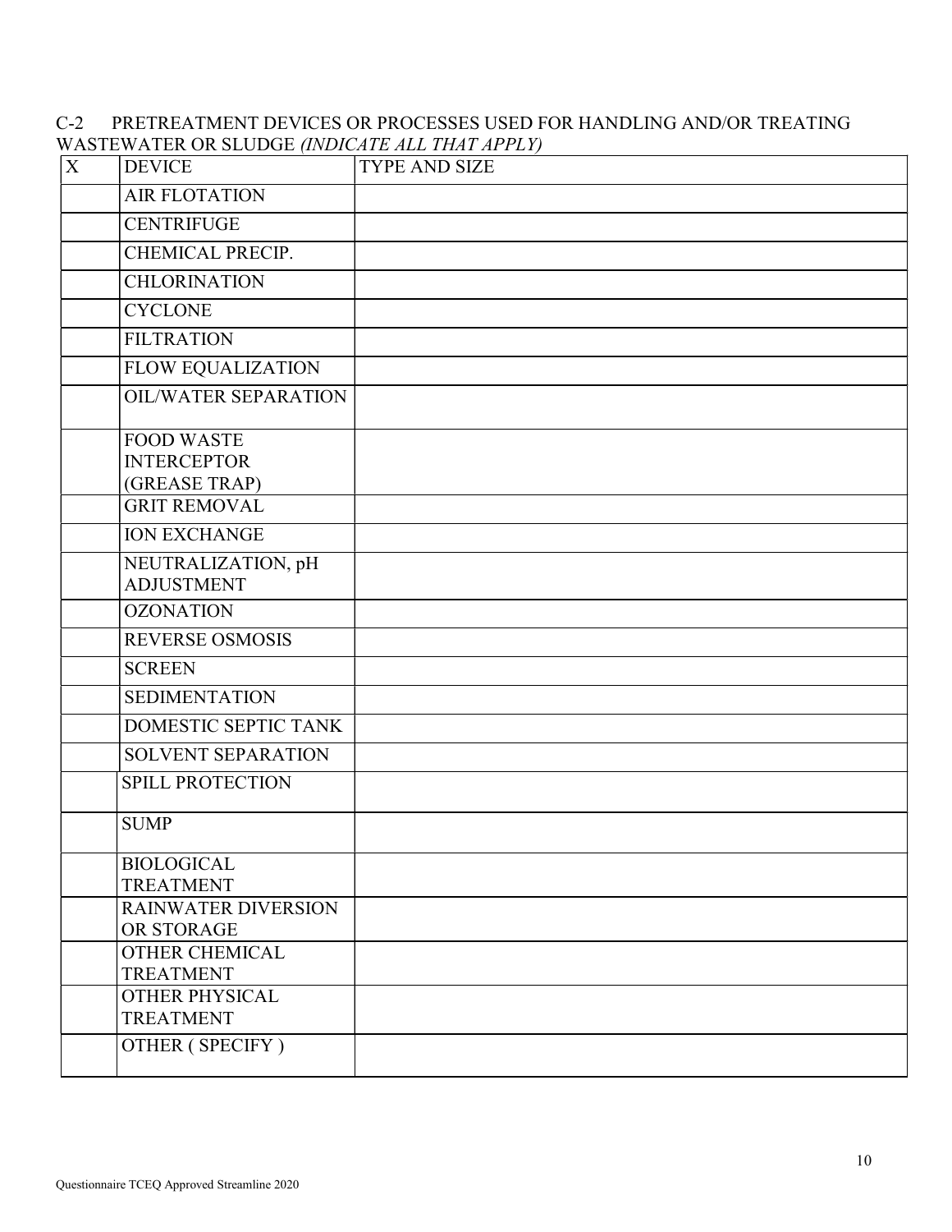C-2 PRETREATMENT DEVICES OR PROCESSES USED FOR HANDLING AND/OR TREATING WASTEWATER OR SLUDGE *(INDICATE ALL THAT APPLY)*

| X | DEVICE | TYPE AND SIZE |
|---|---|---|
| | AIR FLOTATION | |
| | CENTRIFUGE | |
| | CHEMICAL PRECIP. | |
| | CHLORINATION | |
| | CYCLONE | |
| | FILTRATION | |
| | FLOW EQUALIZATION | |
| | OIL/WATER SEPARATION | |
| | FOOD WASTE INTERCEPTOR (GREASE TRAP) | |
| | GRIT REMOVAL | |
| | ION EXCHANGE | |
| | NEUTRALIZATION, pH ADJUSTMENT | |
| | OZONATION | |
| | REVERSE OSMOSIS | |
| | SCREEN | |
| | SEDIMENTATION | |
| | DOMESTIC SEPTIC TANK | |
| | SOLVENT SEPARATION | |
| | SPILL PROTECTION | |
| | SUMP | |
| | BIOLOGICAL TREATMENT | |
| | RAINWATER DIVERSION OR STORAGE | |
| | OTHER CHEMICAL TREATMENT | |
| | OTHER PHYSICAL TREATMENT | |
| | OTHER ( SPECIFY ) | |

Questionnaire TCEQ Approved Streamline 2020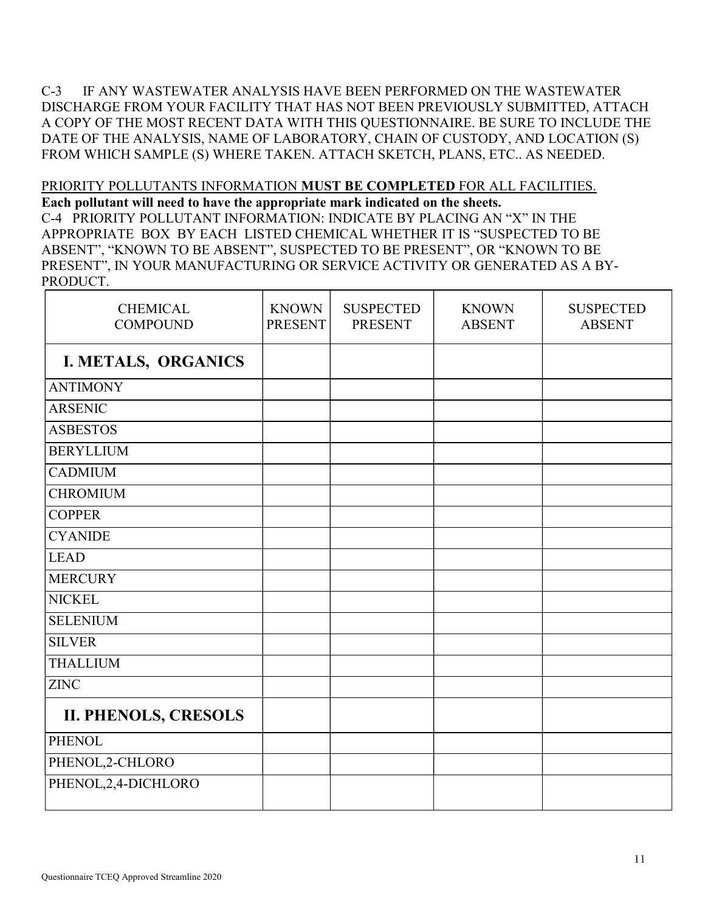C-3 IF ANY WASTEWATER ANALYSIS HAVE BEEN PERFORMED ON THE WASTEWATER DISCHARGE FROM YOUR FACILITY THAT HAS NOT BEEN PREVIOUSLY SUBMITTED, ATTACH A COPY OF THE MOST RECENT DATA WITH THIS QUESTIONNAIRE. BE SURE TO INCLUDE THE DATE OF THE ANALYSIS, NAME OF LABORATORY, CHAIN OF CUSTODY, AND LOCATION (S) FROM WHICH SAMPLE (S) WHERE TAKEN. ATTACH SKETCH, PLANS, ETC.. AS NEEDED.

PRIORITY POLLUTANTS INFORMATION **MUST BE COMPLETED** FOR ALL FACILITIES.

**Each pollutant will need to have the appropriate mark indicated on the sheets.**

C-4 PRIORITY POLLUTANT INFORMATION: INDICATE BY PLACING AN "X" IN THE APPROPRIATE BOX BY EACH LISTED CHEMICAL WHETHER IT IS "SUSPECTED TO BE ABSENT", "KNOWN TO BE ABSENT", SUSPECTED TO BE PRESENT", OR "KNOWN TO BE PRESENT", IN YOUR MANUFACTURING OR SERVICE ACTIVITY OR GENERATED AS A BY-PRODUCT.

| CHEMICAL COMPOUND | KNOWN PRESENT | SUSPECTED PRESENT | KNOWN ABSENT | SUSPECTED ABSENT |
|---|---|---|---|---|
| **I. METALS, ORGANICS** | | | | |
| ANTIMONY | | | | |
| ARSENIC | | | | |
| ASBESTOS | | | | |
| BERYLLIUM | | | | |
| CADMIUM | | | | |
| CHROMIUM | | | | |
| COPPER | | | | |
| CYANIDE | | | | |
| LEAD | | | | |
| MERCURY | | | | |
| NICKEL | | | | |
| SELENIUM | | | | |
| SILVER | | | | |
| THALLIUM | | | | |
| ZINC | | | | |
| **II. PHENOLS, CRESOLS** | | | | |
| PHENOL | | | | |
| PHENOL,2-CHLORO | | | | |
| PHENOL,2,4-DICHLORO | | | | |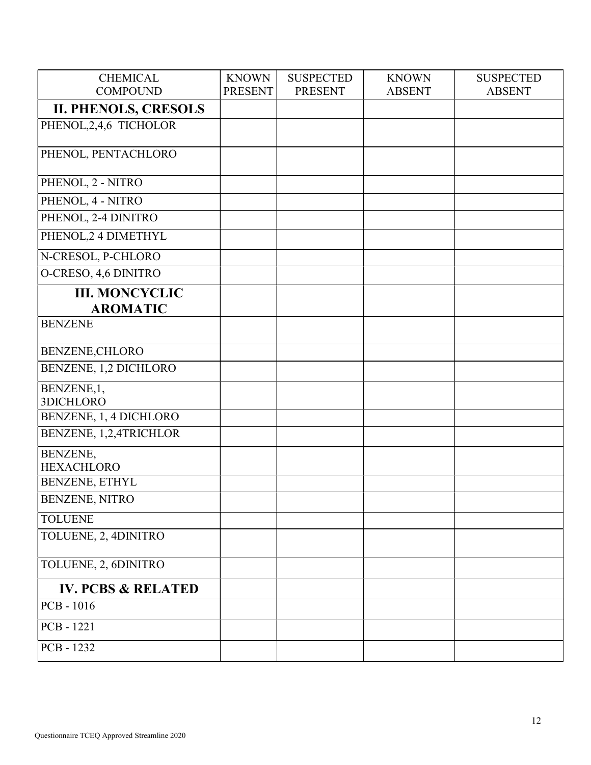| CHEMICAL COMPOUND | KNOWN PRESENT | SUSPECTED PRESENT | KNOWN ABSENT | SUSPECTED ABSENT |
|---|---|---|---|---|
| **II. PHENOLS, CRESOLS** | | | | |
| PHENOL,2,4,6 TICHOLOR | | | | |
| PHENOL, PENTACHLORO | | | | |
| PHENOL, 2 - NITRO | | | | |
| PHENOL, 4 - NITRO | | | | |
| PHENOL, 2-4 DINITRO | | | | |
| PHENOL,2 4 DIMETHYL | | | | |
| N-CRESOL, P-CHLORO | | | | |
| O-CRESO, 4,6 DINITRO | | | | |
| **III. MONCYCLIC AROMATIC** | | | | |
| BENZENE | | | | |
| BENZENE,CHLORO | | | | |
| BENZENE, 1,2 DICHLORO | | | | |
| BENZENE,1, 3DICHLORO | | | | |
| BENZENE, 1, 4 DICHLORO | | | | |
| BENZENE, 1,2,4TRICHLOR | | | | |
| BENZENE, HEXACHLORO | | | | |
| BENZENE, ETHYL | | | | |
| BENZENE, NITRO | | | | |
| TOLUENE | | | | |
| TOLUENE, 2, 4DINITRO | | | | |
| TOLUENE, 2, 6DINITRO | | | | |
| **IV. PCBS & RELATED** | | | | |
| PCB - 1016 | | | | |
| PCB - 1221 | | | | |
| PCB - 1232 | | | | |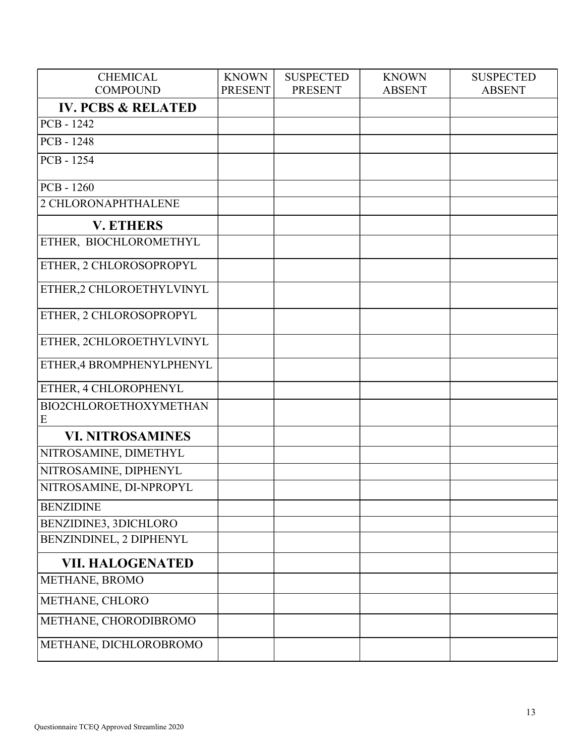| CHEMICAL COMPOUND | KNOWN PRESENT | SUSPECTED PRESENT | KNOWN ABSENT | SUSPECTED ABSENT |
|---|---|---|---|---|
| **IV. PCBS & RELATED** | | | | |
| PCB - 1242 | | | | |
| PCB - 1248 | | | | |
| PCB - 1254 | | | | |
| PCB - 1260 | | | | |
| 2 CHLORONAPHTHALENE | | | | |
| **V. ETHERS** | | | | |
| ETHER, BIOCHLOROMETHYL | | | | |
| ETHER, 2 CHLOROSOPROPYL | | | | |
| ETHER,2 CHLOROETHYLVINYL | | | | |
| ETHER, 2 CHLOROSOPROPYL | | | | |
| ETHER, 2CHLOROETHYLVINYL | | | | |
| ETHER,4 BROMPHENYLPHENYL | | | | |
| ETHER, 4 CHLOROPHENYL | | | | |
| BIO2CHLOROETHOXYMETHANE | | | | |
| **VI. NITROSAMINES** | | | | |
| NITROSAMINE, DIMETHYL | | | | |
| NITROSAMINE, DIPHENYL | | | | |
| NITROSAMINE, DI-NPROPYL | | | | |
| BENZIDINE | | | | |
| BENZIDINE3, 3DICHLORO | | | | |
| BENZINDINEL, 2 DIPHENYL | | | | |
| **VII. HALOGENATED** | | | | |
| METHANE, BROMO | | | | |
| METHANE, CHLORO | | | | |
| METHANE, CHORODIBROMO | | | | |
| METHANE, DICHLOROBROMO | | | | |

Questionnaire TCEQ Approved Streamline 2020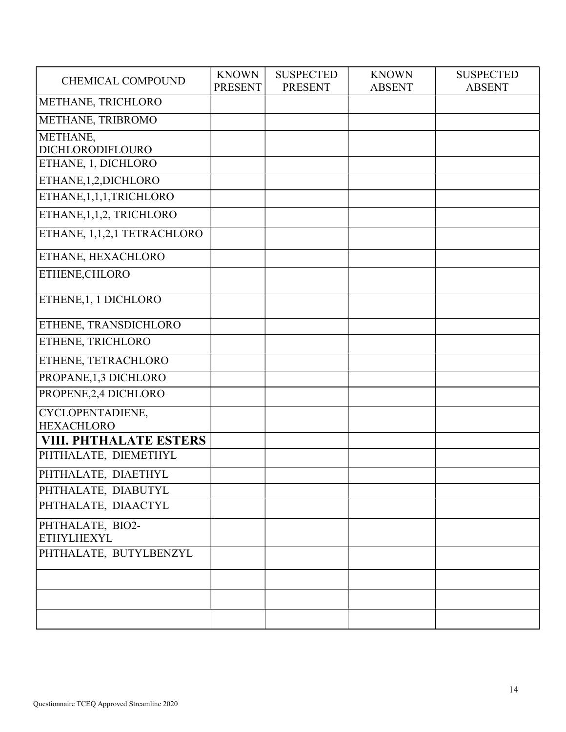| CHEMICAL COMPOUND | KNOWN PRESENT | SUSPECTED PRESENT | KNOWN ABSENT | SUSPECTED ABSENT |
|---|---|---|---|---|
| METHANE, TRICHLORO | | | | |
| METHANE, TRIBROMO | | | | |
| METHANE, DICHLORODIFLOURO | | | | |
| ETHANE, 1, DICHLORO | | | | |
| ETHANE,1,2,DICHLORO | | | | |
| ETHANE,1,1,1,TRICHLORO | | | | |
| ETHANE,1,1,2, TRICHLORO | | | | |
| ETHANE, 1,1,2,1 TETRACHLORO | | | | |
| ETHANE, HEXACHLORO | | | | |
| ETHENE,CHLORO | | | | |
| ETHENE,1, 1 DICHLORO | | | | |
| ETHENE, TRANSDICHLORO | | | | |
| ETHENE, TRICHLORO | | | | |
| ETHENE, TETRACHLORO | | | | |
| PROPANE,1,3 DICHLORO | | | | |
| PROPENE,2,4 DICHLORO | | | | |
| CYCLOPENTADIENE, HEXACHLORO | | | | |
| **VIII. PHTHALATE ESTERS** | | | | |
| PHTHALATE, DIEMETHYL | | | | |
| PHTHALATE, DIAETHYL | | | | |
| PHTHALATE, DIABUTYL | | | | |
| PHTHALATE, DIAACTYL | | | | |
| PHTHALATE, BIO2-ETHYLHEXYL | | | | |
| PHTHALATE, BUTYLBENZYL | | | | |
| | | | | |
| | | | | |
| | | | | |

Questionnaire TCEQ Approved Streamline 2020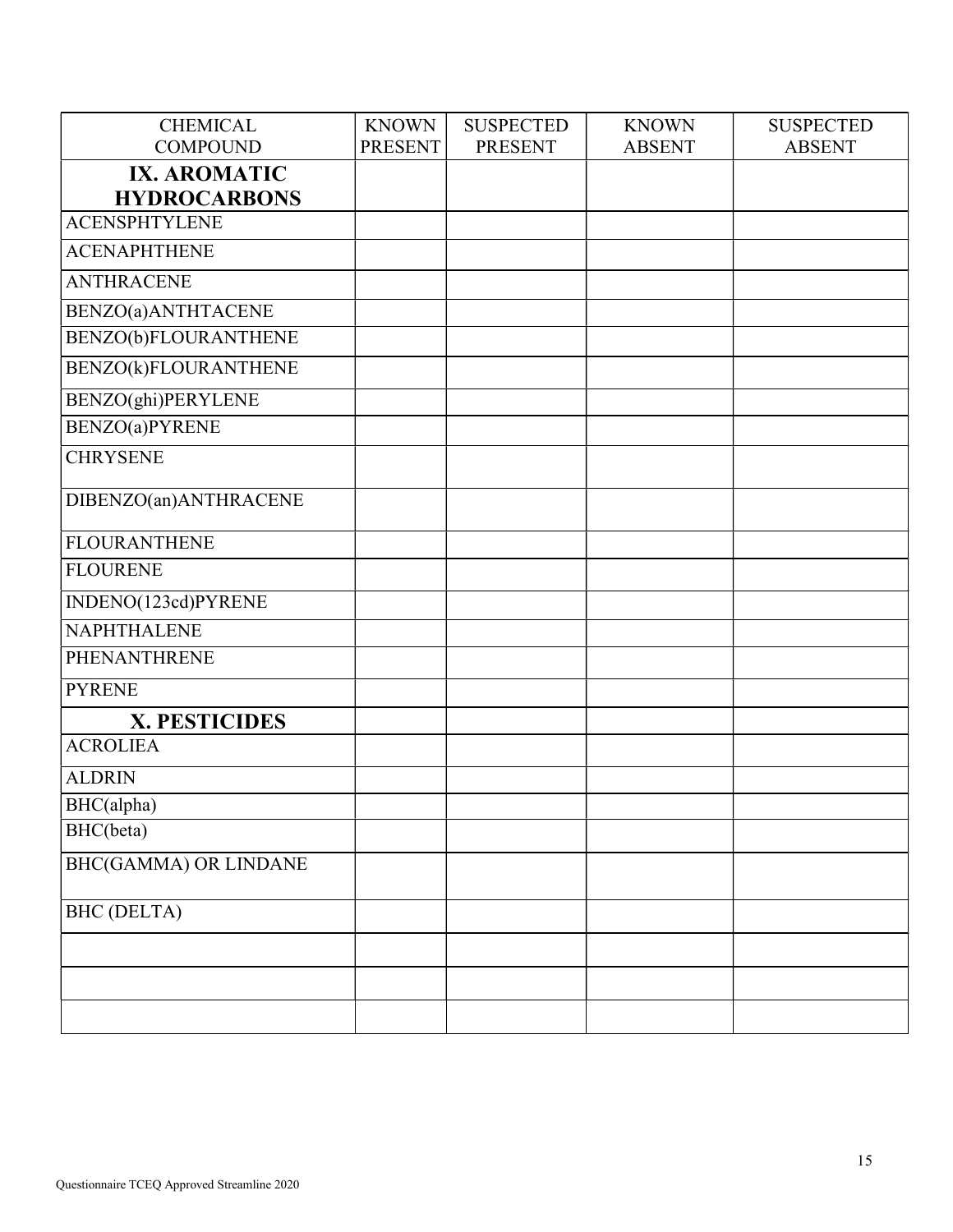| CHEMICAL COMPOUND | KNOWN PRESENT | SUSPECTED PRESENT | KNOWN ABSENT | SUSPECTED ABSENT |
|---|---|---|---|---|
| **IX. AROMATIC HYDROCARBONS** | | | | |
| ACENSPHTYLENE | | | | |
| ACENAPHTHENE | | | | |
| ANTHRACENE | | | | |
| BENZO(a)ANTHTACENE | | | | |
| BENZO(b)FLOURANTHENE | | | | |
| BENZO(k)FLOURANTHENE | | | | |
| BENZO(ghi)PERYLENE | | | | |
| BENZO(a)PYRENE | | | | |
| CHRYSENE | | | | |
| DIBENZO(an)ANTHRACENE | | | | |
| FLOURANTHENE | | | | |
| FLOURENE | | | | |
| INDENO(123cd)PYRENE | | | | |
| NAPHTHALENE | | | | |
| PHENANTHRENE | | | | |
| PYRENE | | | | |
| **X. PESTICIDES** | | | | |
| ACROLIEA | | | | |
| ALDRIN | | | | |
| BHC(alpha) | | | | |
| BHC(beta) | | | | |
| BHC(GAMMA) OR LINDANE | | | | |
| BHC (DELTA) | | | | |
| | | | | |
| | | | | |
| | | | | |

Questionnaire TCEQ Approved Streamline 2020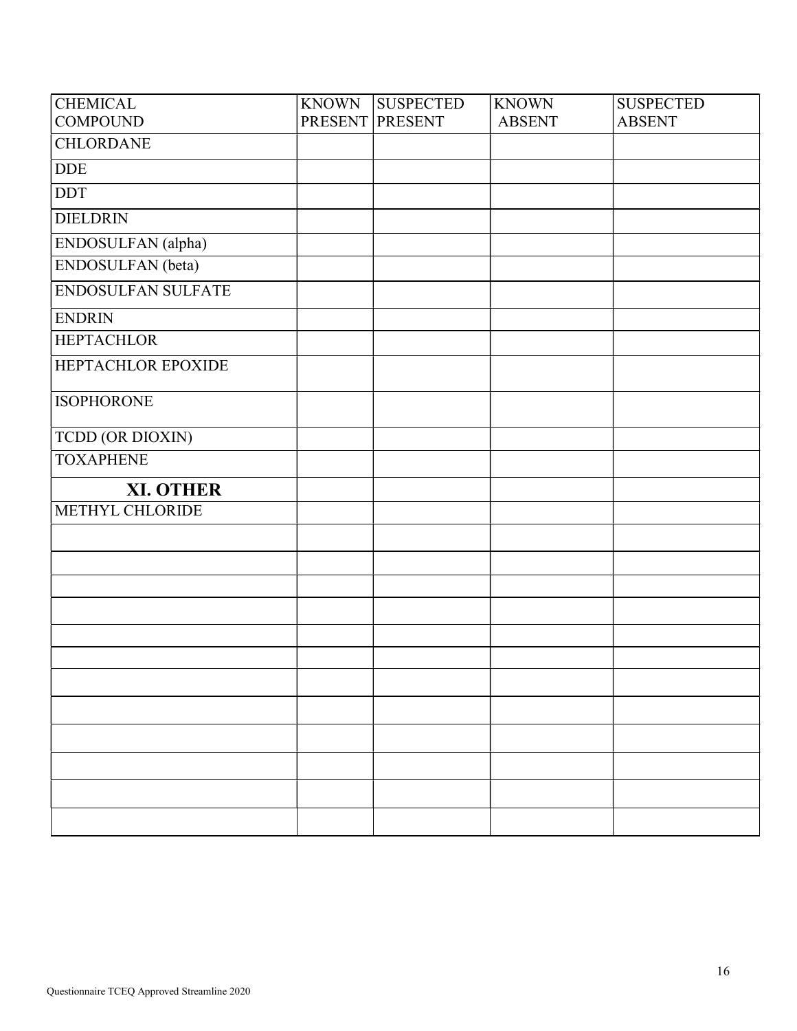| CHEMICAL COMPOUND | KNOWN PRESENT | SUSPECTED PRESENT | KNOWN ABSENT | SUSPECTED ABSENT |
|---|---|---|---|---|
| CHLORDANE | | | | |
| DDE | | | | |
| DDT | | | | |
| DIELDRIN | | | | |
| ENDOSULFAN (alpha) | | | | |
| ENDOSULFAN (beta) | | | | |
| ENDOSULFAN SULFATE | | | | |
| ENDRIN | | | | |
| HEPTACHLOR | | | | |
| HEPTACHLOR EPOXIDE | | | | |
| ISOPHORONE | | | | |
| TCDD (OR DIOXIN) | | | | |
| TOXAPHENE | | | | |
| **XI. OTHER** | | | | |
| METHYL CHLORIDE | | | | |
| | | | | |
| | | | | |
| | | | | |
| | | | | |
| | | | | |
| | | | | |
| | | | | |
| | | | | |
| | | | | |
| | | | | |
| | | | | |
| | | | | |

Questionnaire TCEQ Approved Streamline 2020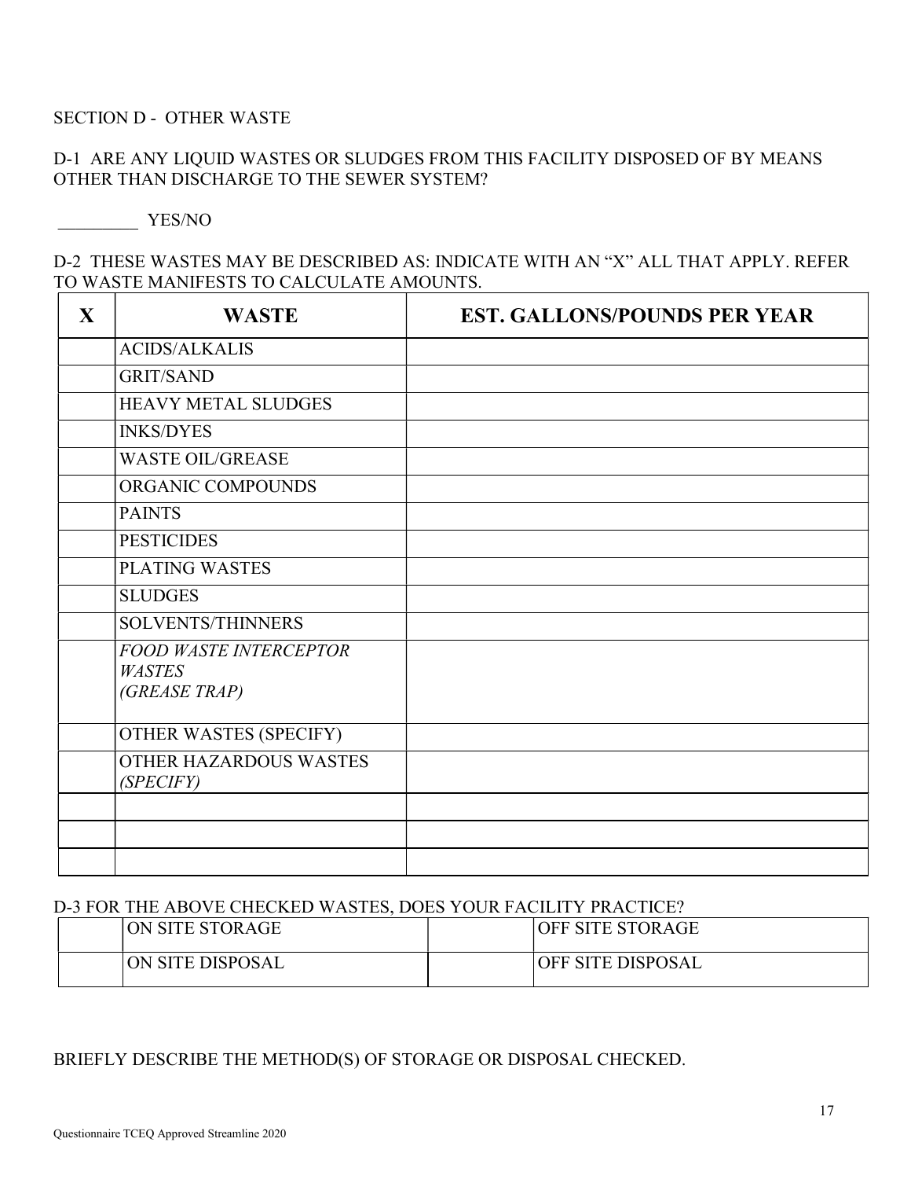SECTION D - OTHER WASTE

D-1 ARE ANY LIQUID WASTES OR SLUDGES FROM THIS FACILITY DISPOSED OF BY MEANS OTHER THAN DISCHARGE TO THE SEWER SYSTEM?

_________ YES/NO

D-2 THESE WASTES MAY BE DESCRIBED AS: INDICATE WITH AN "X" ALL THAT APPLY. REFER TO WASTE MANIFESTS TO CALCULATE AMOUNTS.

| X | WASTE | EST. GALLONS/POUNDS PER YEAR |
|---|---|---|
| | ACIDS/ALKALIS | |
| | GRIT/SAND | |
| | HEAVY METAL SLUDGES | |
| | INKS/DYES | |
| | WASTE OIL/GREASE | |
| | ORGANIC COMPOUNDS | |
| | PAINTS | |
| | PESTICIDES | |
| | PLATING WASTES | |
| | SLUDGES | |
| | SOLVENTS/THINNERS | |
| | *FOOD WASTE INTERCEPTOR WASTES (GREASE TRAP)* | |
| | OTHER WASTES (SPECIFY) | |
| | OTHER HAZARDOUS WASTES *(SPECIFY)* | |
| | | |
| | | |
| | | |

D-3 FOR THE ABOVE CHECKED WASTES, DOES YOUR FACILITY PRACTICE?

| | | | |
|---|---|---|---|
| | ON SITE STORAGE | | OFF SITE STORAGE |
| | ON SITE DISPOSAL | | OFF SITE DISPOSAL |

BRIEFLY DESCRIBE THE METHOD(S) OF STORAGE OR DISPOSAL CHECKED.

Questionnaire TCEQ Approved Streamline 2020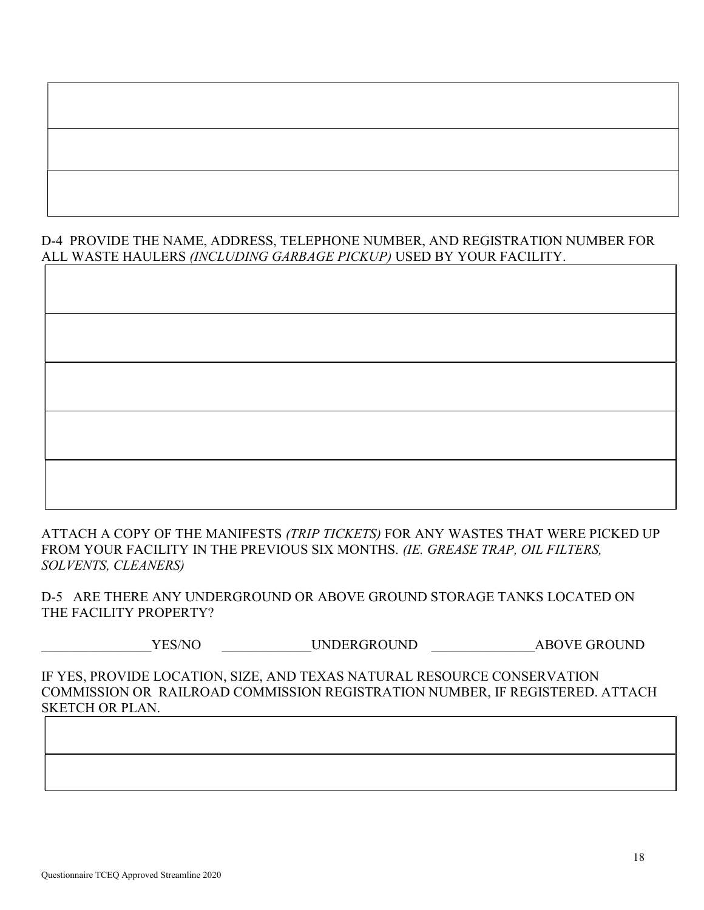| |
|---|
| |
| |
| |

D-4 PROVIDE THE NAME, ADDRESS, TELEPHONE NUMBER, AND REGISTRATION NUMBER FOR ALL WASTE HAULERS *(INCLUDING GARBAGE PICKUP)* USED BY YOUR FACILITY.

| |
|---|
| |
| |
| |
| |
| |

ATTACH A COPY OF THE MANIFESTS *(TRIP TICKETS)* FOR ANY WASTES THAT WERE PICKED UP FROM YOUR FACILITY IN THE PREVIOUS SIX MONTHS. *(IE. GREASE TRAP, OIL FILTERS, SOLVENTS, CLEANERS)*

D-5 ARE THERE ANY UNDERGROUND OR ABOVE GROUND STORAGE TANKS LOCATED ON THE FACILITY PROPERTY?

________________YES/NO _____________UNDERGROUND _______________ABOVE GROUND

IF YES, PROVIDE LOCATION, SIZE, AND TEXAS NATURAL RESOURCE CONSERVATION COMMISSION OR RAILROAD COMMISSION REGISTRATION NUMBER, IF REGISTERED. ATTACH SKETCH OR PLAN.

| |
|---|
| |
| |

Questionnaire TCEQ Approved Streamline 2020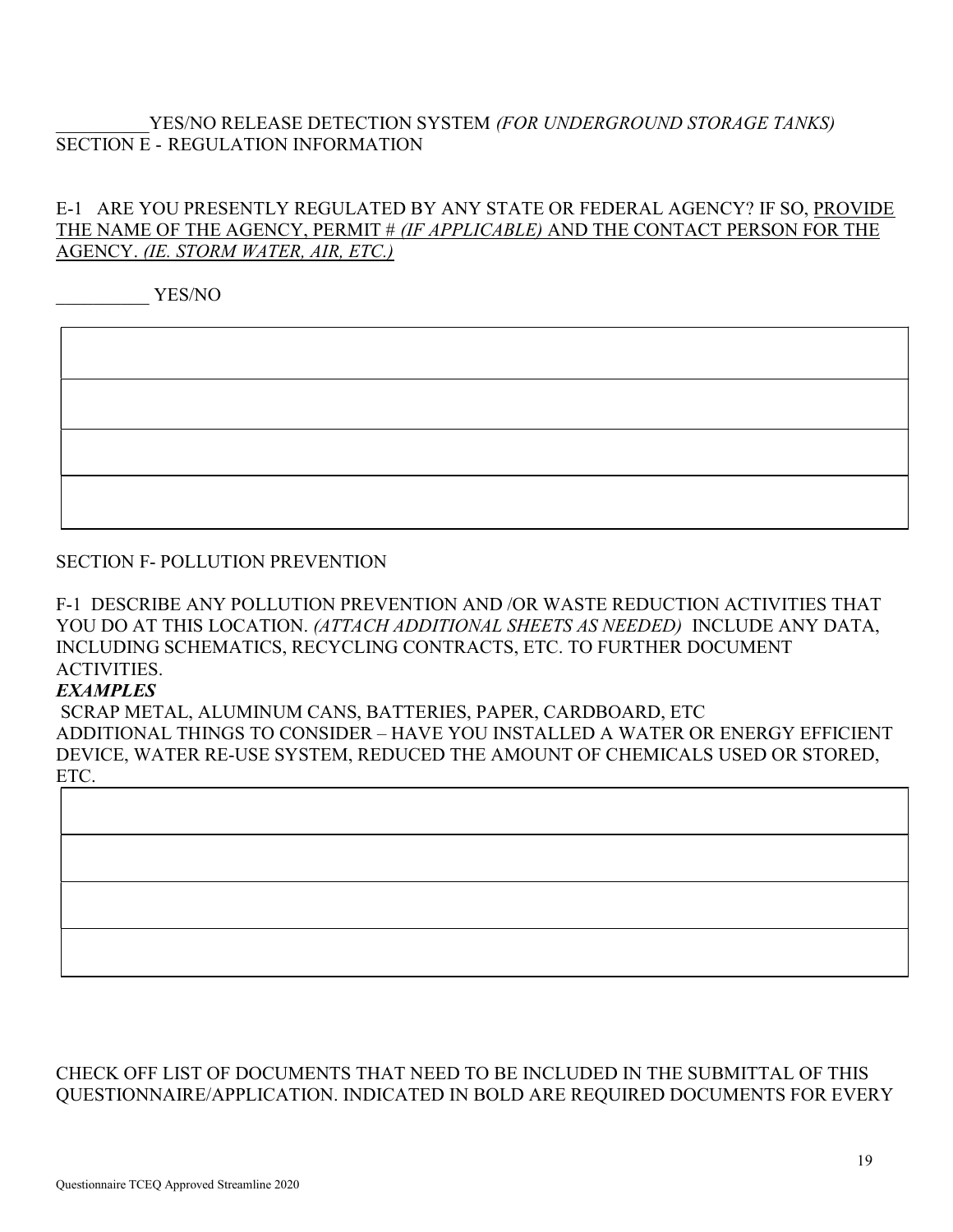__________YES/NO RELEASE DETECTION SYSTEM *(FOR UNDERGROUND STORAGE TANKS)*

SECTION E - REGULATION INFORMATION

E-1 ARE YOU PRESENTLY REGULATED BY ANY STATE OR FEDERAL AGENCY? IF SO, PROVIDE THE NAME OF THE AGENCY, PERMIT # *(IF APPLICABLE)* AND THE CONTACT PERSON FOR THE AGENCY. *(IE. STORM WATER, AIR, ETC.)*

__________ YES/NO

| |
|---|
| |
| |
| |
| |

SECTION F- POLLUTION PREVENTION

F-1 DESCRIBE ANY POLLUTION PREVENTION AND /OR WASTE REDUCTION ACTIVITIES THAT YOU DO AT THIS LOCATION. *(ATTACH ADDITIONAL SHEETS AS NEEDED)* INCLUDE ANY DATA, INCLUDING SCHEMATICS, RECYCLING CONTRACTS, ETC. TO FURTHER DOCUMENT ACTIVITIES.

***EXAMPLES***

SCRAP METAL, ALUMINUM CANS, BATTERIES, PAPER, CARDBOARD, ETC

ADDITIONAL THINGS TO CONSIDER – HAVE YOU INSTALLED A WATER OR ENERGY EFFICIENT DEVICE, WATER RE-USE SYSTEM, REDUCED THE AMOUNT OF CHEMICALS USED OR STORED, ETC.

| |
|---|
| |
| |
| |
| |

CHECK OFF LIST OF DOCUMENTS THAT NEED TO BE INCLUDED IN THE SUBMITTAL OF THIS QUESTIONNAIRE/APPLICATION. INDICATED IN BOLD ARE REQUIRED DOCUMENTS FOR EVERY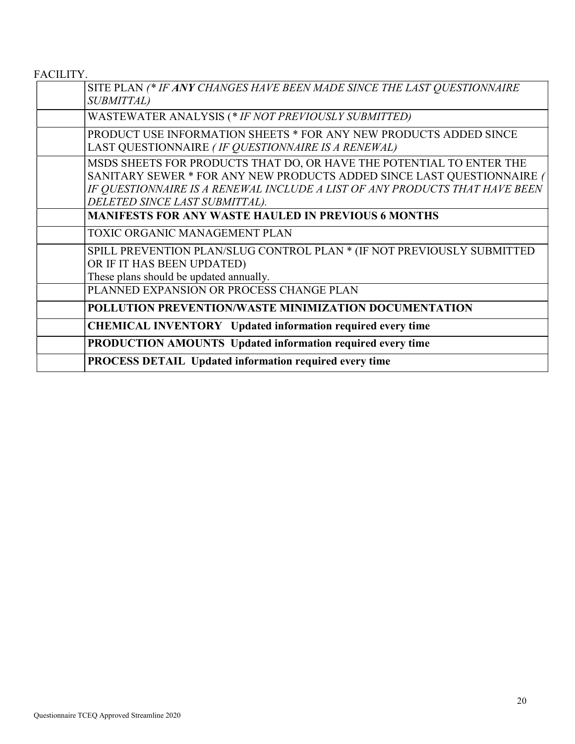FACILITY.

| | |
|---|---|
| | SITE PLAN *(\* IF **ANY** CHANGES HAVE BEEN MADE SINCE THE LAST QUESTIONNAIRE SUBMITTAL)* |
| | WASTEWATER ANALYSIS (*\* IF NOT PREVIOUSLY SUBMITTED)* |
| | PRODUCT USE INFORMATION SHEETS * FOR ANY NEW PRODUCTS ADDED SINCE LAST QUESTIONNAIRE *( IF QUESTIONNAIRE IS A RENEWAL)* |
| | MSDS SHEETS FOR PRODUCTS THAT DO, OR HAVE THE POTENTIAL TO ENTER THE SANITARY SEWER * FOR ANY NEW PRODUCTS ADDED SINCE LAST QUESTIONNAIRE *( IF QUESTIONNAIRE IS A RENEWAL INCLUDE A LIST OF ANY PRODUCTS THAT HAVE BEEN DELETED SINCE LAST SUBMITTAL).* |
| | **MANIFESTS FOR ANY WASTE HAULED IN PREVIOUS 6 MONTHS** |
| | TOXIC ORGANIC MANAGEMENT PLAN |
| | SPILL PREVENTION PLAN/SLUG CONTROL PLAN * (IF NOT PREVIOUSLY SUBMITTED OR IF IT HAS BEEN UPDATED) These plans should be updated annually. |
| | PLANNED EXPANSION OR PROCESS CHANGE PLAN |
| | **POLLUTION PREVENTION/WASTE MINIMIZATION DOCUMENTATION** |
| | **CHEMICAL INVENTORY Updated information required every time** |
| | **PRODUCTION AMOUNTS Updated information required every time** |
| | **PROCESS DETAIL Updated information required every time** |

Questionnaire TCEQ Approved Streamline 2020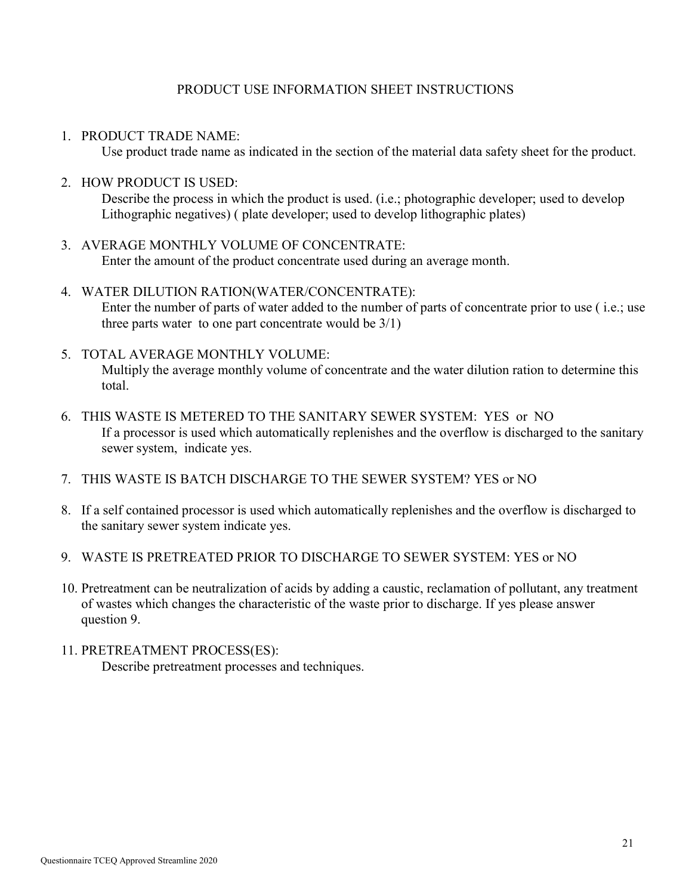## PRODUCT USE INFORMATION SHEET INSTRUCTIONS

1. PRODUCT TRADE NAME:
   Use product trade name as indicated in the section of the material data safety sheet for the product.

2. HOW PRODUCT IS USED:
   Describe the process in which the product is used. (i.e.; photographic developer; used to develop Lithographic negatives) ( plate developer; used to develop lithographic plates)

3. AVERAGE MONTHLY VOLUME OF CONCENTRATE:
   Enter the amount of the product concentrate used during an average month.

4. WATER DILUTION RATION(WATER/CONCENTRATE):
   Enter the number of parts of water added to the number of parts of concentrate prior to use ( i.e.; use three parts water to one part concentrate would be 3/1)

5. TOTAL AVERAGE MONTHLY VOLUME:
   Multiply the average monthly volume of concentrate and the water dilution ration to determine this total.

6. THIS WASTE IS METERED TO THE SANITARY SEWER SYSTEM: YES or NO
   If a processor is used which automatically replenishes and the overflow is discharged to the sanitary sewer system, indicate yes.

7. THIS WASTE IS BATCH DISCHARGE TO THE SEWER SYSTEM? YES or NO

8. If a self contained processor is used which automatically replenishes and the overflow is discharged to the sanitary sewer system indicate yes.

9. WASTE IS PRETREATED PRIOR TO DISCHARGE TO SEWER SYSTEM: YES or NO

10. Pretreatment can be neutralization of acids by adding a caustic, reclamation of pollutant, any treatment of wastes which changes the characteristic of the waste prior to discharge. If yes please answer question 9.

11. PRETREATMENT PROCESS(ES):
    Describe pretreatment processes and techniques.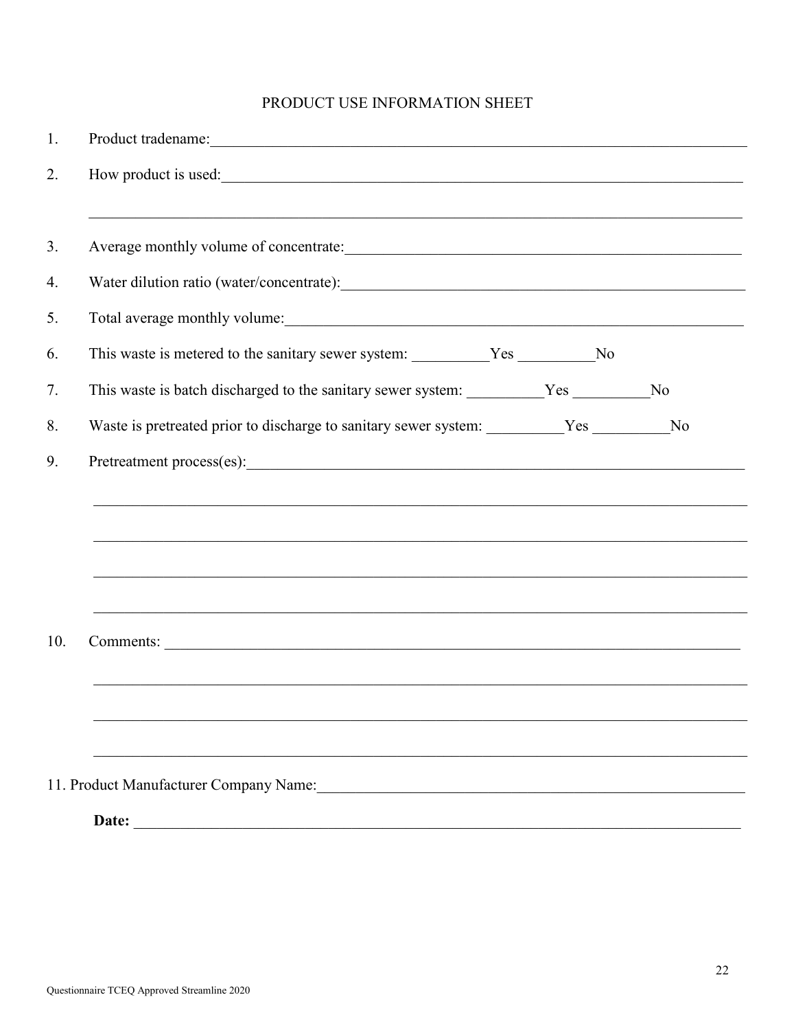# PRODUCT USE INFORMATION SHEET

1. Product tradename:______________________________________________________________________

2. How product is used:____________________________________________________________________

   ______________________________________________________________________________________

3. Average monthly volume of concentrate:___________________________________________________

4. Water dilution ratio (water/concentrate):__________________________________________________

5. Total average monthly volume:_______________________________________________________

6. This waste is metered to the sanitary sewer system: __________Yes __________No

7. This waste is batch discharged to the sanitary sewer system: __________Yes __________No

8. Waste is pretreated prior to discharge to sanitary sewer system: __________Yes __________No

9. Pretreatment process(es):___________________________________________________________

   ______________________________________________________________________________________

   ______________________________________________________________________________________

   ______________________________________________________________________________________

   ______________________________________________________________________________________

10. Comments: ______________________________________________________________________

    ______________________________________________________________________________________

    ______________________________________________________________________________________

    ______________________________________________________________________________________

11. Product Manufacturer Company Name:___________________________________________________

    **Date:** ______________________________________________________________________

Questionnaire TCEQ Approved Streamline 2020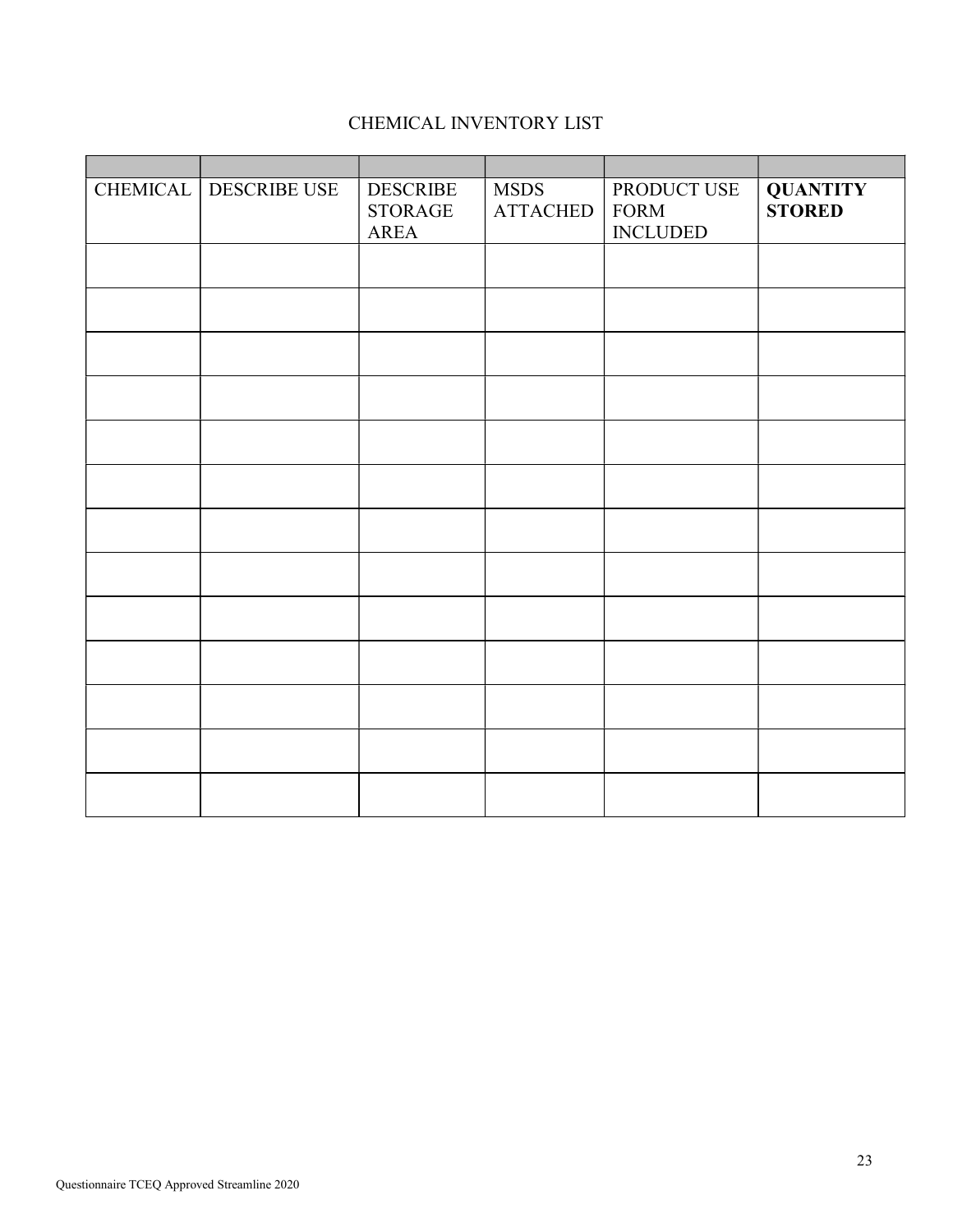CHEMICAL INVENTORY LIST

| | | | | | |
|---|---|---|---|---|---|
| CHEMICAL | DESCRIBE USE | DESCRIBE STORAGE AREA | MSDS ATTACHED | PRODUCT USE FORM INCLUDED | **QUANTITY STORED** |
| | | | | | |
| | | | | | |
| | | | | | |
| | | | | | |
| | | | | | |
| | | | | | |
| | | | | | |
| | | | | | |
| | | | | | |
| | | | | | |
| | | | | | |
| | | | | | |
| | | | | | |